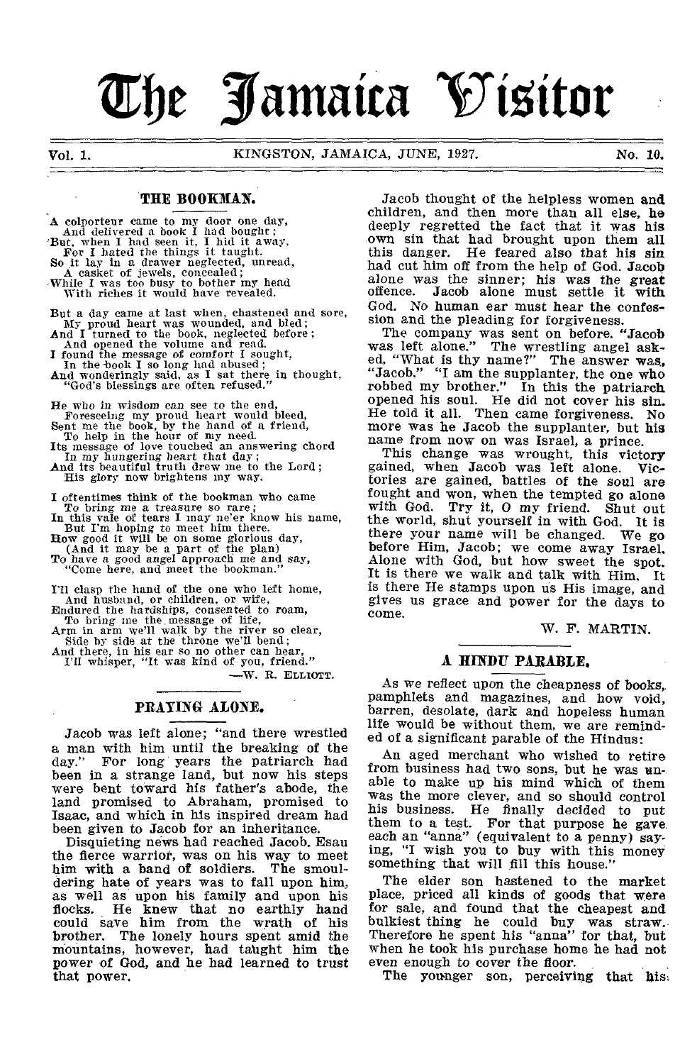# The Jamaica Visitor

Vol. 1. KINGSTON, JAMAICA, JUNE, 1927. No. 10.

## THE BOOKMAN.

A colporteur came to my door one day,
And delivered a book I had bought;
But, when I had seen it, I hid it away,
For I hated the things it taught.
So it lay in a drawer neglected, unread,
A casket of jewels, concealed;
While I was too busy to bother my head
With riches it would have revealed.

But a day came at last when, chastened and sore,
My proud heart was wounded, and bled;
And I turned to the book, neglected before;
And opened the volume and read.
I found the message of comfort I sought,
In the book I so long had abused;
And wonderingly said, as I sat there in thought,
"God's blessings are often refused."

He who in wisdom can see to the end,
Foreseeing my proud heart would bleed,
Sent me the book, by the hand of a friend,
To help in the hour of my need.
Its message of love touched an answering chord
In my hungering heart that day;
And its beautiful truth drew me to the Lord;
His glory now brightens my way.

I oftentimes think of the bookman who came
To bring me a treasure so rare;
In this vale of tears I may ne'er know his name,
But I'm hoping to meet him there.
How good it will be on some glorious day,
(And it may be a part of the plan)
To have a good angel approach me and say,
"Come here, and meet the bookman."

I'll clasp the hand of the one who left home,
And husband, or children, or wife,
Endured the hardships, consented to roam,
To bring me the message of life,
Arm in arm we'll walk by the river so clear,
Side by side at the throne we'll bend;
And there, in his ear so no other can hear,
I'll whisper, "It was kind of you, friend."

—W. R. ELLIOTT.

## PRAYING ALONE.

Jacob was left alone; "and there wrestled a man with him until the breaking of the day." For long years the patriarch had been in a strange land, but now his steps were bent toward his father's abode, the land promised to Abraham, promised to Isaac, and which in his inspired dream had been given to Jacob for an inheritance.

Disquieting news had reached Jacob. Esau the fierce warrior, was on his way to meet him with a band of soldiers. The smouldering hate of years was to fall upon him, as well as upon his family and upon his flocks. He knew that no earthly hand could save him from the wrath of his brother. The lonely hours spent amid the mountains, however, had taught him the power of God, and he had learned to trust that power.

Jacob thought of the helpless women and children, and then more than all else, he deeply regretted the fact that it was his own sin that had brought upon them all this danger. He feared also that his sin had cut him off from the help of God. Jacob alone was the sinner; his was the great offence. Jacob alone must settle it with God. No human ear must hear the confession and the pleading for forgiveness.

The company was sent on before. "Jacob was left alone." The wrestling angel asked, "What is thy name?" The answer was, "Jacob." "I am the supplanter, the one who robbed my brother." In this the patriarch opened his soul. He did not cover his sin. He told it all. Then came forgiveness. No more was he Jacob the supplanter, but his name from now on was Israel, a prince.

This change was wrought, this victory gained, when Jacob was left alone. Victories are gained, battles of the soul are fought and won, when the tempted go alone with God. Try it, O my friend. Shut out the world, shut yourself in with God. It is there your name will be changed. We go before Him, Jacob; we come away Israel. Alone with God, but how sweet the spot. It is there we walk and talk with Him. It is there He stamps upon us His image, and gives us grace and power for the days to come.

W. F. MARTIN.

## A HINDU PARABLE.

As we reflect upon the cheapness of books, pamphlets and magazines, and how void, barren, desolate, dark and hopeless human life would be without them, we are reminded of a significant parable of the Hindus:

An aged merchant who wished to retire from business had two sons, but he was unable to make up his mind which of them was the more clever, and so should control his business. He finally decided to put them to a test. For that purpose he gave each an "anna" (equivalent to a penny) saying, "I wish you to buy with this money something that will fill this house."

The elder son hastened to the market place, priced all kinds of goods that were for sale, and found that the cheapest and bulkiest thing he could buy was straw. Therefore he spent his "anna" for that, but when he took his purchase home he had not even enough to cover the floor.

The younger son, perceiving that his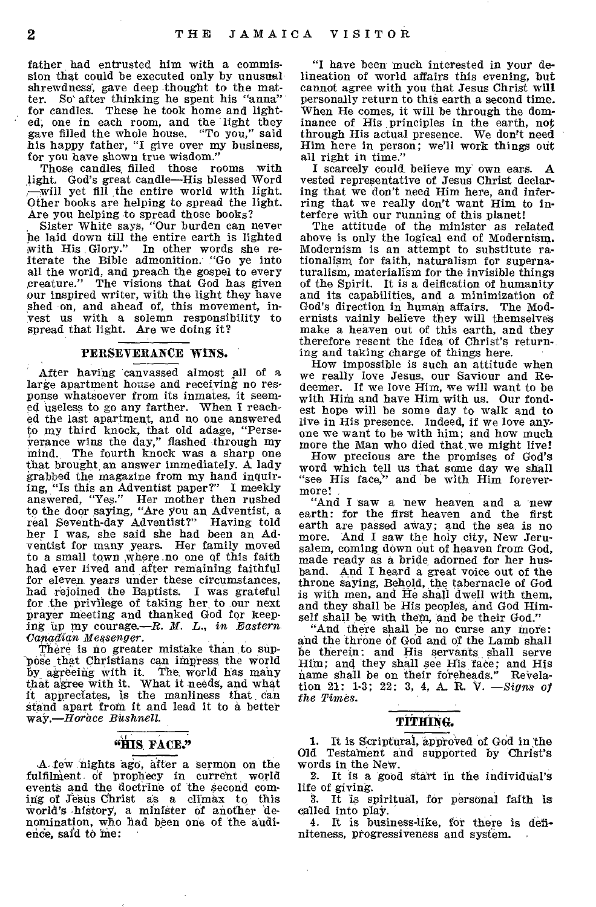father had entrusted him with a commission that could be executed only by unusual shrewdness, gave deep thought to the matter. So after thinking he spent his "anna" for candles. These he took home and lighted, one in each room, and the light they gave filled the whole house. "To you," said his happy father, "I give over my business, for you have shown true wisdom."

Those candles filled those rooms with light. God's great candle—His blessed Word—will yet fill the entire world with light. Other books are helping to spread the light. Are you helping to spread those books?

Sister White says, "Our burden can never be laid down till the entire earth is lighted with His Glory." In other words she reiterate the Bible admonition. "Go ye into all the world, and preach the gospel to every creature." The visions that God has given our inspired writer, with the light they have shed on, and ahead of, this movement, invest us with a solemn responsibility to spread that light. Are we doing it?

## PERSEVERANCE WINS.

After having canvassed almost all of a large apartment house and receiving no response whatsoever from its inmates, it seemed useless to go any farther. When I reached the last apartment, and no one answered to my third knock, that old adage, "Perseverance wins the day," flashed through my mind. The fourth knock was a sharp one that brought an answer immediately. A lady grabbed the magazine from my hand inquiring, "Is this an Adventist paper?" I meekly answered, "Yes." Her mother then rushed to the door saying, "Are you an Adventist, a real Seventh-day Adventist?" Having told her I was, she said she had been an Adventist for many years. Her family moved to a small town where no one of this faith had ever lived and after remaining faithful for eleven years under these circumstances, had rejoined the Baptists. I was grateful for the privilege of taking her to our next prayer meeting and thanked God for keeping up my courage.—*R. M. L., in Eastern Canadian Messenger.*

There is no greater mistake than to suppose that Christians can impress the world by agreeing with it. The world has many that agree with it. What it needs, and what it appreciates, is the manliness that can stand apart from it and lead it to a better way.—*Horace Bushnell.*

## "HIS FACE."

A few nights ago, after a sermon on the fulfilment of prophecy in current world events and the doctrine of the second coming of Jesus Christ as a climax to this world's history, a minister of another denomination, who had been one of the audience, said to me:

"I have been much interested in your delineation of world affairs this evening, but cannot agree with you that Jesus Christ will personally return to this earth a second time. When He comes, it will be through the dominance of His principles in the earth, not through His actual presence. We don't need Him here in person; we'll work things out all right in time."

I scarcely could believe my own ears. A vested representative of Jesus Christ declaring that we don't need Him here, and inferring that we really don't want Him to interfere with our running of this planet!

The attitude of the minister as related above is only the logical end of Modernism. Modernism is an attempt to substitute rationalism for faith, naturalism for supernaturalism, materialism for the invisible things of the Spirit. It is a deification of humanity and its capabilities, and a minimization of God's direction in human affairs. The Modernists vainly believe they will themselves make a heaven out of this earth, and they therefore resent the idea of Christ's returning and taking charge of things here.

How impossible is such an attitude when we really love Jesus, our Saviour and Redeemer. If we love Him, we will want to be with Him and have Him with us. Our fondest hope will be some day to walk and to live in His presence. Indeed, if we love anyone we want to be with him; and how much more the Man who died that we might live!

How precious are the promises of God's word which tell us that some day we shall "see His face," and be with Him forevermore!

"And I saw a new heaven and a new earth: for the first heaven and the first earth are passed away; and the sea is no more. And I saw the holy city, New Jerusalem, coming down out of heaven from God, made ready as a bride adorned for her husband. And I heard a great voice out of the throne saying, Behold, the tabernacle of God is with men, and He shall dwell with them, and they shall be His peoples, and God Himself shall be with them, and be their God."

"And there shall be no curse any more: and the throne of God and of the Lamb shall be therein: and His servants shall serve Him; and they shall see His face; and His name shall be on their foreheads." Revelation 21: 1-3; 22: 3, 4, A. R. V. —*Signs of the Times.*

## TITHING.

1. It is Scriptural, approved of God in the Old Testament and supported by Christ's words in the New.
2. It is a good start in the individual's life of giving.
3. It is spiritual, for personal faith is called into play.
4. It is business-like, for there is definiteness, progressiveness and system.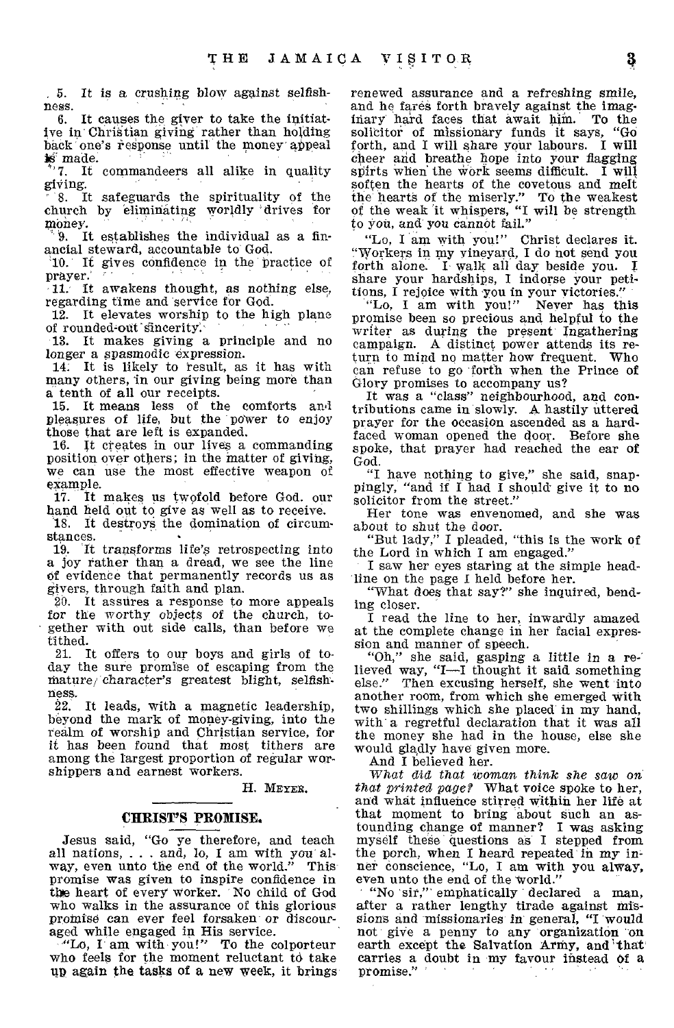5. It is a crushing blow against selfishness.

6. It causes the giver to take the initiative in Christian giving rather than holding back one's response until the money appeal is made.

7. It commandeers all alike in quality giving.

8. It safeguards the spirituality of the church by eliminating worldly drives for money.

9. It establishes the individual as a financial steward, accountable to God.

10. It gives confidence in the practice of prayer.

11. It awakens thought, as nothing else, regarding time and service for God.

12. It elevates worship to the high plane of rounded-out sincerity.

13. It makes giving a principle and no longer a spasmodic expression.

14. It is likely to result, as it has with many others, in our giving being more than a tenth of all our receipts.

15. It means less of the comforts and pleasures of life, but the power to enjoy those that are left is expanded.

16. It creates in our lives a commanding position over others; in the matter of giving, we can use the most effective weapon of example.

17. It makes us twofold before God. our hand held out to give as well as to receive.

18. It destroys the domination of circumstances.

19. It transforms life's retrospecting into a joy rather than a dread, we see the line of evidence that permanently records us as givers, through faith and plan.

20. It assures a response to more appeals for the worthy objects of the church, together with out side calls, than before we tithed.

21. It offers to our boys and girls of today the sure promise of escaping from the mature character's greatest blight, selfishness.

22. It leads, with a magnetic leadership, beyond the mark of money-giving, into the realm of worship and Christian service, for it has been found that most tithers are among the largest proportion of regular worshippers and earnest workers.

H. MEYER.

## CHRIST'S PROMISE.

Jesus said, "Go ye therefore, and teach all nations, . . . and, lo, I am with you alway, even unto the end of the world." This promise was given to inspire confidence in the heart of every worker. No child of God who walks in the assurance of this glorious promise can ever feel forsaken or discouraged while engaged in His service.

"Lo, I am with you!" To the colporteur who feels for the moment reluctant to take up again the tasks of a new week, it brings renewed assurance and a refreshing smile, and he fares forth bravely against the imaginary hard faces that await him. To the solicitor of missionary funds it says, "Go forth, and I will share your labours. I will cheer and breathe hope into your flagging spirts when the work seems difficult. I will soften the hearts of the covetous and melt the hearts of the miserly." To the weakest of the weak it whispers, "I will be strength to you, and you cannot fail."

"Lo, I am with you!" Christ declares it. "Workers in my vineyard, I do not send you forth alone. I walk all day beside you. I share your hardships, I indorse your petitions, I rejoice with you in your victories."

"Lo, I am with you!" Never has this promise been so precious and helpful to the writer as during the present Ingathering campaign. A distinct power attends its return to mind no matter how frequent. Who can refuse to go forth when the Prince of Glory promises to accompany us?

It was a "class" neighbourhood, and contributions came in slowly. A hastily uttered prayer for the occasion ascended as a hard-faced woman opened the door. Before she spoke, that prayer had reached the ear of God.

"I have nothing to give," she said, snappingly, "and if I had I should give it to no solicitor from the street."

Her tone was envenomed, and she was about to shut the door.

"But lady," I pleaded, "this is the work of the Lord in which I am engaged."

I saw her eyes staring at the simple headline on the page I held before her.

"What does that say?" she inquired, bending closer.

I read the line to her, inwardly amazed at the complete change in her facial expression and manner of speech.

"Oh," she said, gasping a little in a relieved way, "I—I thought it said something else." Then excusing herself, she went into another room, from which she emerged with two shillings which she placed in my hand, with a regretful declaration that it was all the money she had in the house, else she would gladly have given more.

And I believed her.

*What did that woman think she saw on that printed page?* What voice spoke to her, and what influence stirred within her life at that moment to bring about such an astounding change of manner? I was asking myself these questions as I stepped from the porch, when I heard repeated in my inner conscience, "Lo, I am with you alway, even unto the end of the world."

"No sir," emphatically declared a man, after a rather lengthy tirade against missions and missionaries in general, "I would not give a penny to any organization on earth except the Salvation Army, and that carries a doubt in my favour instead of a promise."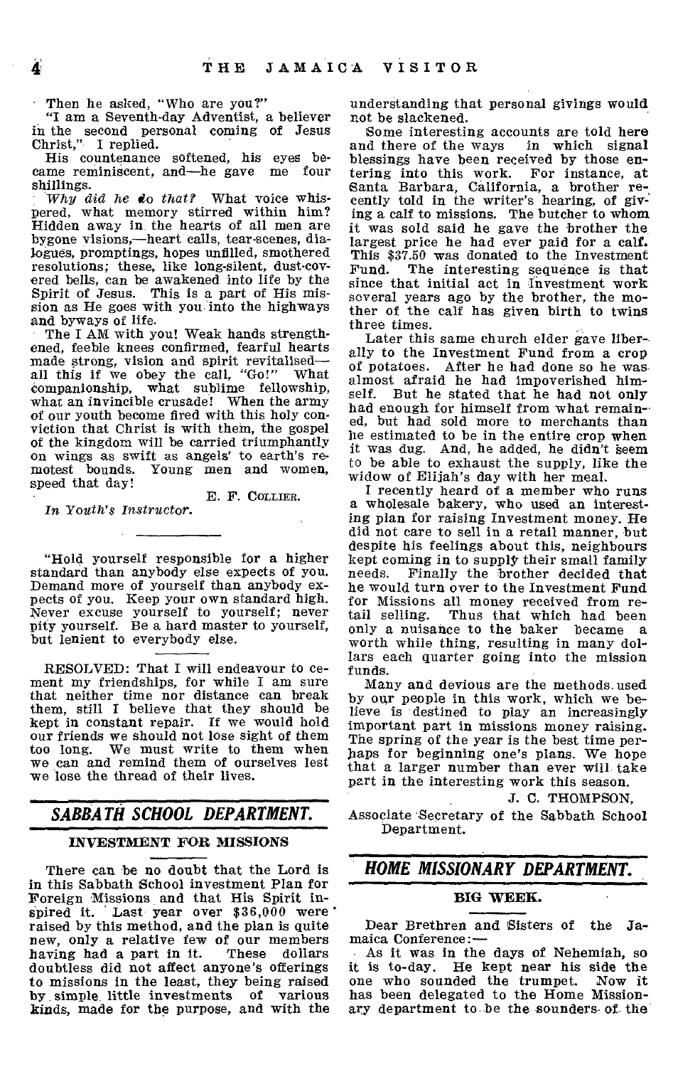Then he asked, "Who are you?"

"I am a Seventh-day Adventist, a believer in the second personal coming of Jesus Christ," I replied.

His countenance softened, his eyes became reminiscent, and—he gave me four shillings.

*Why did he do that?* What voice whispered, what memory stirred within him? Hidden away in the hearts of all men are bygone visions,—heart calls, tear-scenes, dialogues, promptings, hopes unfilled, smothered resolutions; these, like long-silent, dust-covered bells, can be awakened into life by the Spirit of Jesus. This is a part of His mission as He goes with you into the highways and byways of life.

The I AM with you! Weak hands strengthened, feeble knees confirmed, fearful hearts made strong, vision and spirit revitalised—all this if we obey the call, "Go!" What companionship, what sublime fellowship, what an invincible crusade! When the army of our youth become fired with this holy conviction that Christ is with them, the gospel of the kingdom will be carried triumphantly on wings as swift as angels' to earth's remotest bounds. Young men and women, speed that day!

E. F. COLLIER.

*In Youth's Instructor.*

---

"Hold yourself responsible for a higher standard than anybody else expects of you. Demand more of yourself than anybody expects of you. Keep your own standard high. Never excuse yourself to yourself; never pity yourself. Be a hard master to yourself, but lenient to everybody else.

---

RESOLVED: That I will endeavour to cement my friendships, for while I am sure that neither time nor distance can break them, still I believe that they should be kept in constant repair. If we would hold our friends we should not lose sight of them too long. We must write to them when we can and remind them of ourselves lest we lose the thread of their lives.

## *SABBATH SCHOOL DEPARTMENT.*

### INVESTMENT FOR MISSIONS

There can be no doubt that the Lord is in this Sabbath School investment Plan for Foreign Missions and that His Spirit inspired it. Last year over $36,000 were raised by this method, and the plan is quite new, only a relative few of our members having had a part in it. These dollars doubtless did not affect anyone's offerings to missions in the least, they being raised by simple little investments of various kinds, made for the purpose, and with the understanding that personal givings would not be slackened.

Some interesting accounts are told here and there of the ways in which signal blessings have been received by those entering into this work. For instance, at Santa Barbara, California, a brother recently told in the writer's hearing, of giving a calf to missions. The butcher to whom it was sold said he gave the brother the largest price he had ever paid for a calf. This $37.50 was donated to the Investment Fund. The interesting sequence is that since that initial act in Investment work several years ago by the brother, the mother of the calf has given birth to twins three times.

Later this same church elder gave liberally to the Investment Fund from a crop of potatoes. After he had done so he was almost afraid he had impoverished himself. But he stated that he had not only had enough for himself from what remained, but had sold more to merchants than he estimated to be in the entire crop when it was dug. And, he added, he didn't seem to be able to exhaust the supply, like the widow of Elijah's day with her meal.

I recently heard of a member who runs a wholesale bakery, who used an interesting plan for raising Investment money. He did not care to sell in a retail manner, but despite his feelings about this, neighbours kept coming in to supply their small family needs. Finally the brother decided that he would turn over to the Investment Fund for Missions all money received from retail selling. Thus that which had been only a nuisance to the baker became a worth while thing, resulting in many dollars each quarter going into the mission funds.

Many and devious are the methods used by our people in this work, which we believe is destined to play an increasingly important part in missions money raising. The spring of the year is the best time perhaps for beginning one's plans. We hope that a larger number than ever will take part in the interesting work this season.

J. C. THOMPSON,

Associate Secretary of the Sabbath School Department.

## *HOME MISSIONARY DEPARTMENT.*

### BIG WEEK.

Dear Brethren and Sisters of the Jamaica Conference:—

As it was in the days of Nehemiah, so it is to-day. He kept near his side the one who sounded the trumpet. Now it has been delegated to the Home Missionary department to be the sounders of the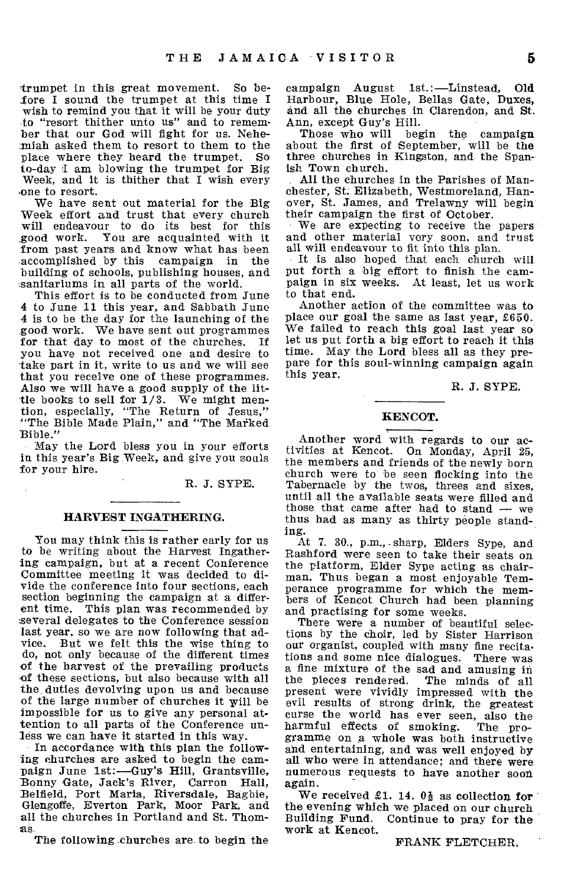trumpet in this great movement. So before I sound the trumpet at this time I wish to remind you that it will be your duty to "resort thither unto us" and to remember that our God will fight for us. Nehemiah asked them to resort to them to the place where they heard the trumpet. So to-day I am blowing the trumpet for Big Week, and it is thither that I wish every one to resort.

We have sent out material for the Big Week effort and trust that every church will endeavour to do its best for this good work. You are acquainted with it from past years and know what has been accomplished by this campaign in the building of schools, publishing houses, and sanitariums in all parts of the world.

This effort is to be conducted from June 4 to June 11 this year, and Sabbath June 4 is to be the day for the launching of the good work. We have sent out programmes for that day to most of the churches. If you have not received one and desire to take part in it, write to us and we will see that you receive one of these programmes. Also we will have a good supply of the little books to sell for 1/3. We might mention, especially, "The Return of Jesus," "The Bible Made Plain," and "The Marked Bible."

May the Lord bless you in your efforts in this year's Big Week, and give you souls for your hire.

R. J. SYPE.

## HARVEST INGATHERING.

You may think this is rather early for us to be writing about the Harvest Ingathering campaign, but at a recent Conference Committee meeting it was decided to divide the conference into four sections, each section beginning the campaign at a different time. This plan was recommended by several delegates to the Conference session last year, so we are now following that advice. But we felt this the wise thing to do, not only because of the different times of the harvest of the prevailing products of these sections, but also because with all the duties devolving upon us and because of the large number of churches it will be impossible for us to give any personal attention to all parts of the Conference unless we can have it started in this way.

In accordance with this plan the following churches are asked to begin the campaign June 1st:—Guy's Hill, Grantsville, Bonny Gate, Jack's River, Carron Hall, Belfield, Port Maria, Riversdale, Bagbie, Glengoffe, Everton Park, Moor Park, and all the churches in Portland and St. Thomas.

The following churches are to begin the campaign August 1st.:—Linstead, Old Harbour, Blue Hole, Bellas Gate, Duxes, and all the churches in Clarendon, and St. Ann, except Guy's Hill.

Those who will begin the campaign about the first of September, will be the three churches in Kingston, and the Spanish Town church.

All the churches in the Parishes of Manchester, St. Elizabeth, Westmoreland, Hanover, St. James, and Trelawny will begin their campaign the first of October.

We are expecting to receive the papers and other material very soon, and trust all will endeavour to fit into this plan.

It is also hoped that each church will put forth a big effort to finish the campaign in six weeks. At least, let us work to that end.

Another action of the committee was to place our goal the same as last year, £650. We failed to reach this goal last year so let us put forth a big effort to reach it this time. May the Lord bless all as they prepare for this soul-winning campaign again this year.

R. J. SYPE.

## KENCOT.

Another word with regards to our activities at Kencot. On Monday, April 25, the members and friends of the newly born church were to be seen flocking into the Tabernacle by the twos, threes and sixes, until all the available seats were filled and those that came after had to stand — we thus had as many as thirty people standing.

At 7. 30., p.m., sharp, Elders Sype, and Rashford were seen to take their seats on the platform, Elder Sype acting as chairman. Thus began a most enjoyable Temperance programme for which the members of Kencot Church had been planning and practising for some weeks.

There were a number of beautiful selections by the choir, led by Sister Harrison our organist, coupled with many fine recitations and some nice dialogues. There was a fine mixture of the sad and amusing in the pieces rendered. The minds of all present were vividly impressed with the evil results of strong drink, the greatest curse the world has ever seen, also the harmful effects of smoking. The programme on a whole was both instructive and entertaining, and was well enjoyed by all who were in attendance; and there were numerous requests to have another soon again.

We received £1. 14. 0½ as collection for the evening which we placed on our church Building Fund. Continue to pray for the work at Kencot.

FRANK FLETCHER.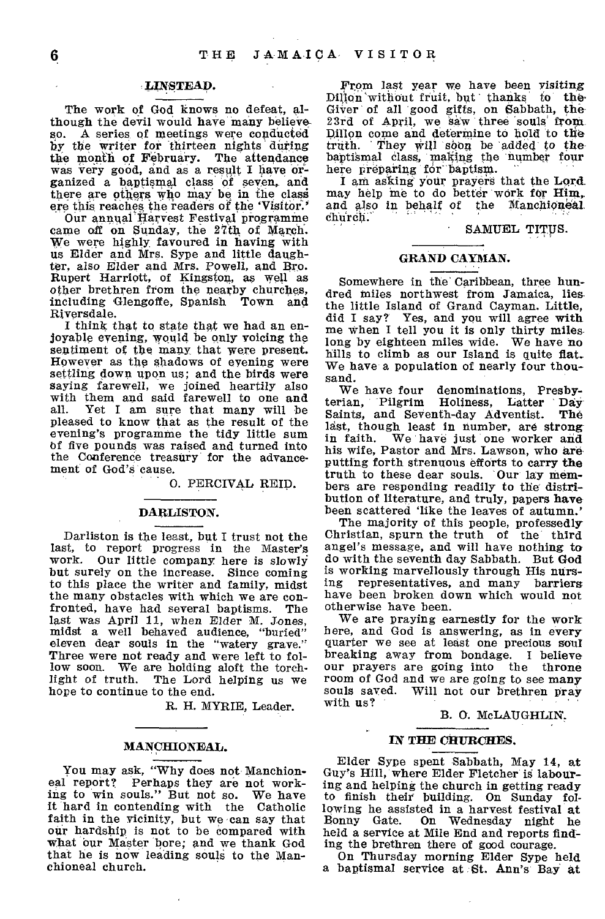## LINSTEAD.

The work of God knows no defeat, although the devil would have many believe so. A series of meetings were conducted by the writer for thirteen nights during the month of February. The attendance was very good, and as a result I have organized a baptismal class of seven, and there are others who may be in the class ere this reaches the readers of the 'Visitor.'

Our annual Harvest Festival programme came off on Sunday, the 27th of March. We were highly favoured in having with us Elder and Mrs. Sype and little daughter, also Elder and Mrs. Powell, and Bro. Rupert Harriott, of Kingston, as well as other brethren from the nearby churches, including Glengoffe, Spanish Town and Riversdale.

I think that to state that we had an enjoyable evening, would be only voicing the sentiment of the many that were present. However as the shadows of evening were settling down upon us; and the birds were saying farewell, we joined heartily also with them and said farewell to one and all. Yet I am sure that many will be pleased to know that as the result of the evening's programme the tidy little sum of five pounds was raised and turned into the Conference treasury for the advancement of God's cause.

O. PERCIVAL REID.

## DARLISTON.

Darliston is the least, but I trust not the last, to report progress in the Master's work. Our little company here is slowly but surely on the increase. Since coming to this place the writer and family, midst the many obstacles with which we are confronted, have had several baptisms. The last was April 11, when Elder M. Jones, midst a well behaved audience, "buried" eleven dear souls in the "watery grave." Three were not ready and were left to follow soon. We are holding aloft the torchlight of truth. The Lord helping us we hope to continue to the end.

R. H. MYRIE, Leader.

## MANCHIONEAL.

You may ask, "Why does not Manchioneal report? Perhaps they are not working to win souls." But not so. We have it hard in contending with the Catholic faith in the vicinity, but we can say that our hardship is not to be compared with what our Master bore; and we thank God that he is now leading souls to the Manchioneal church.

From last year we have been visiting Dillon without fruit, but thanks to the Giver of all good gifts, on Sabbath, the 23rd of April, we saw three souls from Dillon come and determine to hold to the truth. They will soon be added to the baptismal class, making the number four here preparing for baptism.

I am asking your prayers that the Lord may help me to do better work for Him, and also in behalf of the Manchioneal church.

SAMUEL TITUS.

## GRAND CAYMAN.

Somewhere in the Caribbean, three hundred miles northwest from Jamaica, lies the little Island of Grand Cayman. Little, did I say? Yes, and you will agree with me when I tell you it is only thirty miles long by eighteen miles wide. We have no hills to climb as our Island is quite flat. We have a population of nearly four thousand.

We have four denominations, Presbyterian, Pilgrim Holiness, Latter Day Saints, and Seventh-day Adventist. The last, though least in number, are strong in faith. We have just one worker and his wife, Pastor and Mrs. Lawson, who are putting forth strenuous efforts to carry the truth to these dear souls. Our lay members are responding readily to the distribution of literature, and truly, papers have been scattered 'like the leaves of autumn.'

The majority of this people, professedly Christian, spurn the truth of the third angel's message, and will have nothing to do with the seventh day Sabbath. But God is working marvellously through His nursing representatives, and many barriers have been broken down which would not otherwise have been.

We are praying earnestly for the work here, and God is answering, as in every quarter we see at least one precious soul breaking away from bondage. I believe our prayers are going into the throne room of God and we are going to see many souls saved. Will not our brethren pray with us?

B. O. McLAUGHLIN.

## IN THE CHURCHES.

Elder Sype spent Sabbath, May 14, at Guy's Hill, where Elder Fletcher is labouring and helping the church in getting ready to finish their building. On Sunday following he assisted in a harvest festival at Bonny Gate. On Wednesday night he held a service at Mile End and reports finding the brethren there of good courage.

On Thursday morning Elder Sype held a baptismal service at St. Ann's Bay at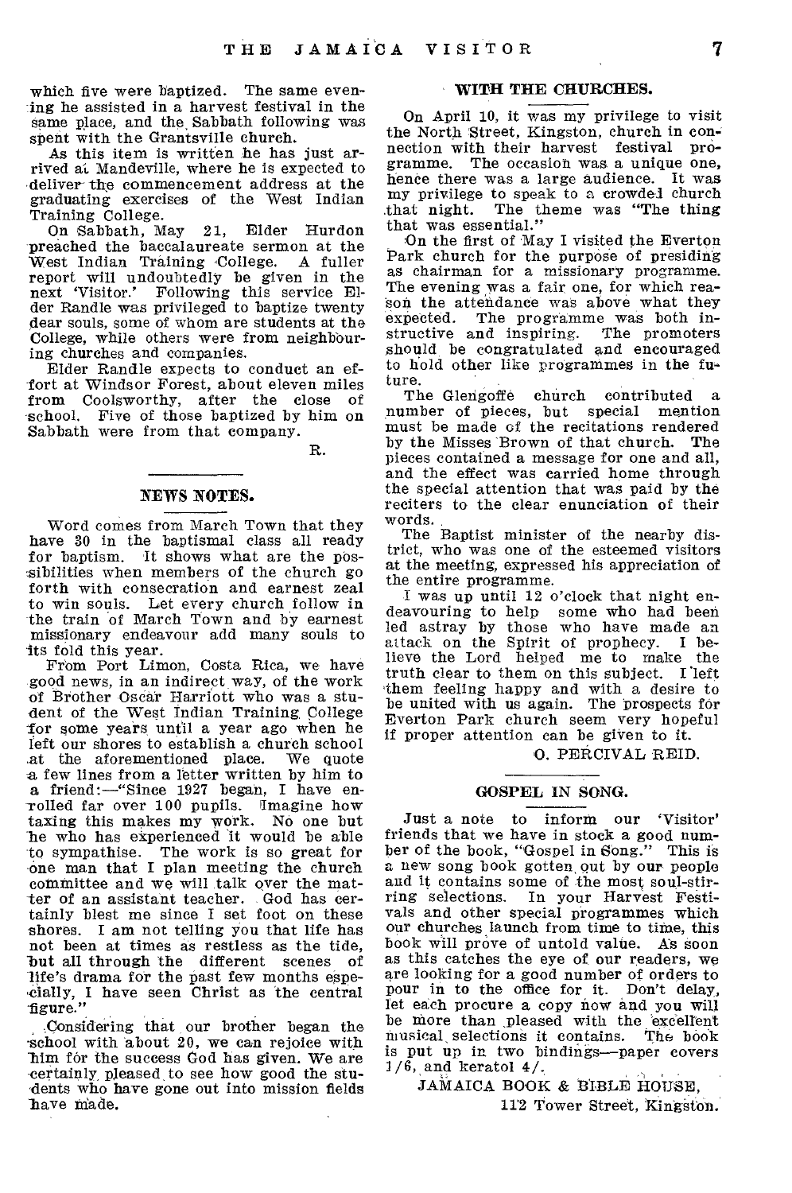which five were baptized. The same evening he assisted in a harvest festival in the same place, and the Sabbath following was spent with the Grantsville church.

As this item is written he has just arrived at Mandeville, where he is expected to deliver the commencement address at the graduating exercises of the West Indian Training College.

On Sabbath, May 21, Elder Hurdon preached the baccalaureate sermon at the West Indian Training College. A fuller report will undoubtedly be given in the next 'Visitor.' Following this service Elder Randle was privileged to baptize twenty dear souls, some of whom are students at the College, while others were from neighbouring churches and companies.

Elder Randle expects to conduct an effort at Windsor Forest, about eleven miles from Coolsworthy, after the close of school. Five of those baptized by him on Sabbath were from that company.

R.

## NEWS NOTES.

Word comes from March Town that they have 30 in the baptismal class all ready for baptism. It shows what are the possibilities when members of the church go forth with consecration and earnest zeal to win souls. Let every church follow in the train of March Town and by earnest missionary endeavour add many souls to its fold this year.

From Port Limon, Costa Rica, we have good news, in an indirect way, of the work of Brother Oscar Harriott who was a student of the West Indian Training College for some years until a year ago when he left our shores to establish a church school at the aforementioned place. We quote a few lines from a letter written by him to a friend:—"Since 1927 began, I have enrolled far over 100 pupils. Imagine how taxing this makes my work. No one but he who has experienced it would be able to sympathise. The work is so great for one man that I plan meeting the church committee and we will talk over the matter of an assistant teacher. God has certainly blest me since I set foot on these shores. I am not telling you that life has not been at times as restless as the tide, but all through the different scenes of life's drama for the past few months especially, I have seen Christ as the central figure."

Considering that our brother began the school with about 20, we can rejoice with him for the success God has given. We are certainly pleased to see how good the students who have gone out into mission fields have made.

## WITH THE CHURCHES.

On April 10, it was my privilege to visit the North Street, Kingston, church in connection with their harvest festival programme. The occasion was a unique one, hence there was a large audience. It was my privilege to speak to a crowded church that night. The theme was "The thing that was essential."

On the first of May I visited the Everton Park church for the purpose of presiding as chairman for a missionary programme. The evening was a fair one, for which reason the attendance was above what they expected. The programme was both instructive and inspiring. The promoters should be congratulated and encouraged to hold other like programmes in the future.

The Glengoffe church contributed a number of pieces, but special mention must be made of the recitations rendered by the Misses Brown of that church. The pieces contained a message for one and all, and the effect was carried home through the special attention that was paid by the reciters to the clear enunciation of their words.

The Baptist minister of the nearby district, who was one of the esteemed visitors at the meeting, expressed his appreciation of the entire programme.

I was up until 12 o'clock that night endeavouring to help some who had been led astray by those who have made an attack on the Spirit of prophecy. I believe the Lord helped me to make the truth clear to them on this subject. I left them feeling happy and with a desire to be united with us again. The prospects for Everton Park church seem very hopeful if proper attention can be given to it.

O. PERCIVAL REID.

## GOSPEL IN SONG.

Just a note to inform our 'Visitor' friends that we have in stock a good number of the book, "Gospel in Song." This is a new song book gotten out by our people and it contains some of the most soul-stirring selections. In your Harvest Festivals and other special programmes which our churches launch from time to time, this book will prove of untold value. As soon as this catches the eye of our readers, we are looking for a good number of orders to pour in to the office for it. Don't delay, let each procure a copy now and you will be more than pleased with the excellent musical selections it contains. The book is put up in two bindings—paper covers 1/6, and keratol 4/.

JAMAICA BOOK & BIBLE HOUSE,
112 Tower Street, Kingston.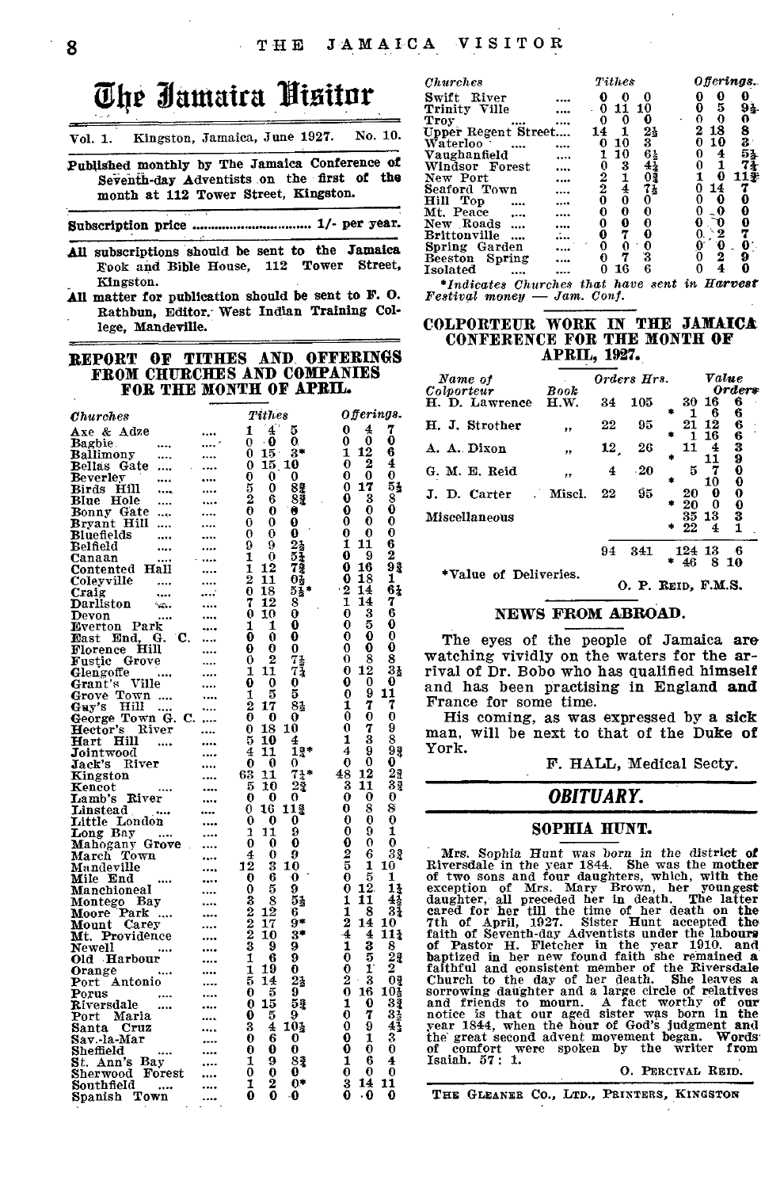# The Jamaica Visitor

Vol. 1. Kingston, Jamaica, June 1927. No. 10.

**Published monthly by The Jamaica Conference of Seventh-day Adventists on the first of the month at 112 Tower Street, Kingston.**

**Subscription price** ................................ **1/- per year.**

**All subscriptions should be sent to the Jamaica Book and Bible House, 112 Tower Street, Kingston.**

**All matter for publication should be sent to F. O. Rathbun, Editor. West Indian Training College, Mandeville.**

## REPORT OF TITHES AND OFFERINGS FROM CHURCHES AND COMPANIES FOR THE MONTH OF APRIL.

| Churches | Tithes | | | Offerings. | | |
|---|---|---|---|---|---|---|
| Axe & Adze | 1 | 4 | 5 | 0 | 4 | 7 |
| Bagbie | 0 | 0 | 0 | 0 | 0 | 0 |
| Ballimony | 0 | 15 | 3* | 1 | 12 | 6 |
| Bellas Gate | 0 | 15 | 10 | 0 | 2 | 4 |
| Beverley | 0 | 0 | 0 | 0 | 0 | 0 |
| Birds Hill | 5 | 0 | 8¾ | 0 | 17 | 5½ |
| Blue Hole | 2 | 6 | 8¾ | 0 | 3 | 8 |
| Bonny Gate | 0 | 0 | 0 | 0 | 0 | 0 |
| Bryant Hill | 0 | 0 | 0 | 0 | 0 | 0 |
| Bluefields | 0 | 0 | 0 | 0 | 0 | 0 |
| Belfield | 9 | 9 | 2½ | 1 | 11 | 6 |
| Canaan | 1 | 0 | 5½ | 0 | 9 | 2 |
| Contented Hall | 1 | 12 | 7¾ | 0 | 16 | 9¾ |
| Coleyville | 2 | 11 | 0½ | 0 | 18 | 1 |
| Craig | 0 | 18 | 5½* | 2 | 14 | 6¼ |
| Darliston | 7 | 12 | 8 | 1 | 14 | 7 |
| Devon | 0 | 10 | 0 | 0 | 3 | 6 |
| Everton Park | 1 | 1 | 0 | 0 | 5 | 0 |
| East End, G. C. | 0 | 0 | 0 | 0 | 0 | 0 |
| Florence Hill | 0 | 0 | 0 | 0 | 0 | 0 |
| Fustic Grove | 0 | 2 | 7½ | 0 | 8 | 8 |
| Glengoffe | 1 | 11 | 7¼ | 0 | 12 | 3½ |
| Grant's Ville | 0 | 0 | 0 | 0 | 0 | 0 |
| Grove Town | 1 | 5 | 5 | 0 | 9 | 11 |
| Guy's Hill | 2 | 17 | 8½ | 1 | 7 | 7 |
| George Town G. C. | 0 | 0 | 0 | 0 | 0 | 0 |
| Hector's River | 0 | 18 | 10 | 0 | 7 | 9 |
| Hart Hill | 5 | 10 | 4 | 1 | 3 | 8 |
| Jointwood | 4 | 11 | 1¾* | 4 | 9 | 9¾ |
| Jack's River | 0 | 0 | 0 | 0 | 0 | 0 |
| Kingston | 63 | 11 | 7¼* | 48 | 12 | 2¾ |
| Kencot | 5 | 10 | 2¾ | 3 | 11 | 3¾ |
| Lamb's River | 0 | 0 | 0 | 0 | 0 | 0 |
| Linstead | 0 | 16 | 11¾ | 0 | 8 | 8 |
| Little London | 0 | 0 | 0 | 0 | 0 | 0 |
| Long Bay | 1 | 11 | 9 | 0 | 9 | 1 |
| Mahogany Grove | 0 | 0 | 0 | 0 | 0 | 0 |
| March Town | 4 | 0 | 9 | 2 | 6 | 3¾ |
| Mandeville | 12 | 3 | 10 | 5 | 1 | 10 |
| Mile End | 0 | 6 | 0 | 0 | 5 | 1 |
| Manchioneal | 0 | 5 | 9 | 0 | 12 | 1½ |
| Montego Bay | 3 | 8 | 5½ | 1 | 11 | 4½ |
| Moore Park | 2 | 12 | 6 | 1 | 8 | 3¼ |
| Mount Carey | 2 | 17 | 9* | 2 | 14 | 10 |
| Mt. Providence | 2 | 10 | 3* | 4 | 4 | 11¼ |
| Newell | 3 | 9 | 9 | 1 | 3 | 8 |
| Old Harbour | 1 | 6 | 9 | 0 | 5 | 2¾ |
| Orange | 1 | 19 | 0 | 0 | 1 | 2 |
| Port Antonio | 5 | 14 | 2½ | 2 | 3 | 0¾ |
| Porus | 0 | 5 | 9 | 0 | 16 | 10½ |
| Riversdale | 0 | 15 | 5¾ | 1 | 0 | 3¾ |
| Port Maria | 0 | 5 | 9 | 0 | 7 | 3½ |
| Santa Cruz | 3 | 4 | 10½ | 0 | 9 | 4½ |
| Sav.-la-Mar | 0 | 6 | 0 | 0 | 1 | 3 |
| Sheffield | 0 | 0 | 0 | 0 | 0 | 0 |
| St. Ann's Bay | 1 | 9 | 8¾ | 1 | 6 | 4 |
| Sherwood Forest | 0 | 0 | 0 | 0 | 0 | 0 |
| Southfield | 1 | 2 | 0* | 3 | 14 | 11 |
| Spanish Town | 0 | 0 | 0 | 0 | 0 | 0 |
| Swift River | 0 | 0 | 0 | 0 | 0 | 0 |
| Trinity Ville | 0 | 11 | 10 | 0 | 5 | 9½ |
| Troy | 0 | 0 | 0 | 0 | 0 | 0 |
| Upper Regent Street | 14 | 1 | 2½ | 2 | 18 | 8 |
| Waterloo | 0 | 10 | 3 | 0 | 10 | 3 |
| Vaughanfield | 1 | 10 | 6½ | 0 | 4 | 5¼ |
| Windsor Forest | 0 | 3 | 4½ | 0 | 1 | 7¼ |
| New Port | 2 | 1 | 0¾ | 1 | 0 | 11¾ |
| Seaford Town | 2 | 4 | 7½ | 0 | 14 | 7 |
| Hill Top | 0 | 0 | 0 | 0 | 0 | 0 |
| Mt. Peace | 0 | 0 | 0 | 0 | 0 | 0 |
| New Roads | 0 | 0 | 0 | 0 | 0 | 0 |
| Brittonville | 0 | 7 | 0 | 0 | 2 | 7 |
| Spring Garden | 0 | 0 | 0 | 0 | 0 | 0 |
| Beeston Spring | 0 | 7 | 3 | 0 | 2 | 9 |
| Isolated | 0 | 16 | 6 | 0 | 4 | 0 |

*Indicates Churches that have sent in Harvest Festival money — Jam. Conf.

## COLPORTEUR WORK IN THE JAMAICA CONFERENCE FOR THE MONTH OF APRIL, 1927.

| Name of Colporteur | Book | Orders | Hrs. | Value Orders | | |
|---|---|---|---|---|---|---|
| H. D. Lawrence | H.W. | 34 | 105 | 30 | 16 | 6 |
| | | | | * 1 | 6 | 6 |
| H. J. Strother | „ | 22 | 95 | 21 | 12 | 6 |
| | | | | * 1 | 16 | 6 |
| A. A. Dixon | „ | 12 | 26 | 11 | 4 | 3 |
| | | | | * | 11 | 9 |
| G. M. E. Reid | „ | 4 | 20 | 5 | 7 | 0 |
| | | | | * | 10 | 0 |
| J. D. Carter | Miscl. | 22 | 95 | 20 | 0 | 0 |
| | | | | * 20 | 0 | 0 |
| Miscellaneous | | | | 35 | 13 | 3 |
| | | | | * 22 | 4 | 1 |
| | | 94 | 341 | 124 | 13 | 6 |
| | | | | * 46 | 8 | 10 |

*Value of Deliveries.

O. P. Reid, F.M.S.

## NEWS FROM ABROAD.

The eyes of the people of Jamaica are watching vividly on the waters for the arrival of Dr. Bobo who has qualified himself and has been practising in England and France for some time.

His coming, as was expressed by a sick man, will be next to that of the Duke of York.

F. Hall, Medical Secty.

## *OBITUARY.*

### SOPHIA HUNT.

Mrs. Sophia Hunt was born in the district of Riversdale in the year 1844. She was the mother of two sons and four daughters, which, with the exception of Mrs. Mary Brown, her youngest daughter, all preceded her in death. The latter cared for her till the time of her death on the 7th of April, 1927. Sister Hunt accepted the faith of Seventh-day Adventists under the labours of Pastor H. Fletcher in the year 1910. and baptized in her new found faith she remained a faithful and consistent member of the Riversdale Church to the day of her death. She leaves a sorrowing daughter and a large circle of relatives and friends to mourn. A fact worthy of our notice is that our aged sister was born in the year 1844, when the hour of God's judgment and the great second advent movement began. Words of comfort were spoken by the writer from Isaiah. 57: 1.

O. Percival Reid.

The Gleaner Co., Ltd., Printers, Kingston